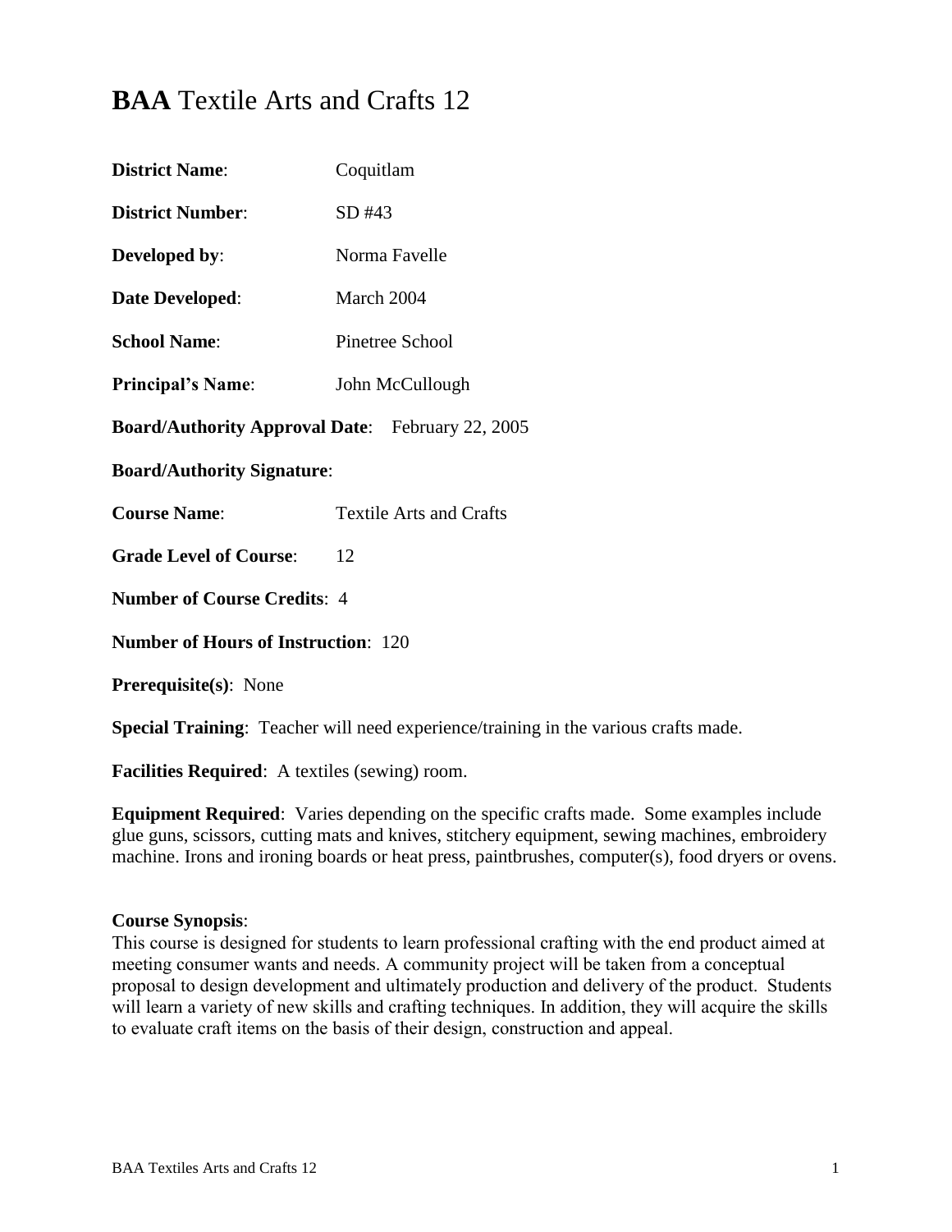# **BAA** Textile Arts and Crafts 12

**District Name**: Coquitlam

**District Number**: SD #43

**Developed by**: Norma Favelle

**Date Developed**: March 2004

**School Name**: Pinetree School

**Principal's Name**: John McCullough

**Board/Authority Approval Date**: February 22, 2005

**Board/Authority Signature**:

**Course Name**: Textile Arts and Crafts

**Grade Level of Course**: 12

**Number of Course Credits**: 4

**Number of Hours of Instruction**: 120

**Prerequisite(s)**: None

**Special Training**: Teacher will need experience/training in the various crafts made.

**Facilities Required**: A textiles (sewing) room.

**Equipment Required**: Varies depending on the specific crafts made. Some examples include glue guns, scissors, cutting mats and knives, stitchery equipment, sewing machines, embroidery machine. Irons and ironing boards or heat press, paintbrushes, computer(s), food dryers or ovens.

**Course Synopsis**:
This course is designed for students to learn professional crafting with the end product aimed at meeting consumer wants and needs. A community project will be taken from a conceptual proposal to design development and ultimately production and delivery of the product. Students will learn a variety of new skills and crafting techniques. In addition, they will acquire the skills to evaluate craft items on the basis of their design, construction and appeal.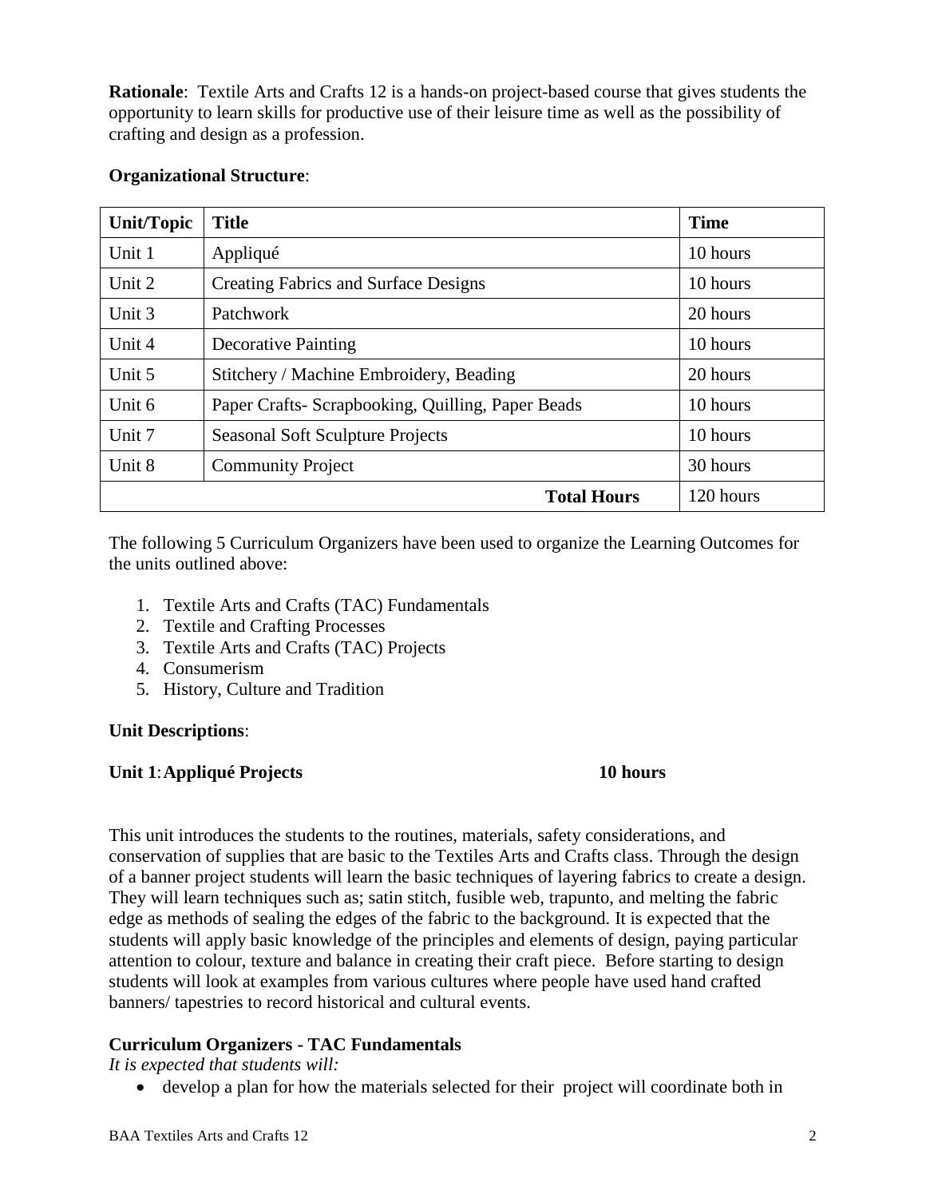**Rationale**: Textile Arts and Crafts 12 is a hands-on project-based course that gives students the opportunity to learn skills for productive use of their leisure time as well as the possibility of crafting and design as a profession.

**Organizational Structure**:

| Unit/Topic | Title | Time |
|---|---|---|
| Unit 1 | Appliqué | 10 hours |
| Unit 2 | Creating Fabrics and Surface Designs | 10 hours |
| Unit 3 | Patchwork | 20 hours |
| Unit 4 | Decorative Painting | 10 hours |
| Unit 5 | Stitchery / Machine Embroidery, Beading | 20 hours |
| Unit 6 | Paper Crafts- Scrapbooking, Quilling, Paper Beads | 10 hours |
| Unit 7 | Seasonal Soft Sculpture Projects | 10 hours |
| Unit 8 | Community Project | 30 hours |
| | **Total Hours** | 120 hours |

The following 5 Curriculum Organizers have been used to organize the Learning Outcomes for the units outlined above:

1. Textile Arts and Crafts (TAC) Fundamentals
2. Textile and Crafting Processes
3. Textile Arts and Crafts (TAC) Projects
4. Consumerism
5. History, Culture and Tradition

**Unit Descriptions**:

**Unit 1**: **Appliqué Projects** **10 hours**

This unit introduces the students to the routines, materials, safety considerations, and conservation of supplies that are basic to the Textiles Arts and Crafts class. Through the design of a banner project students will learn the basic techniques of layering fabrics to create a design. They will learn techniques such as; satin stitch, fusible web, trapunto, and melting the fabric edge as methods of sealing the edges of the fabric to the background. It is expected that the students will apply basic knowledge of the principles and elements of design, paying particular attention to colour, texture and balance in creating their craft piece. Before starting to design students will look at examples from various cultures where people have used hand crafted banners/ tapestries to record historical and cultural events.

**Curriculum Organizers - TAC Fundamentals**

*It is expected that students will:*

- develop a plan for how the materials selected for their project will coordinate both in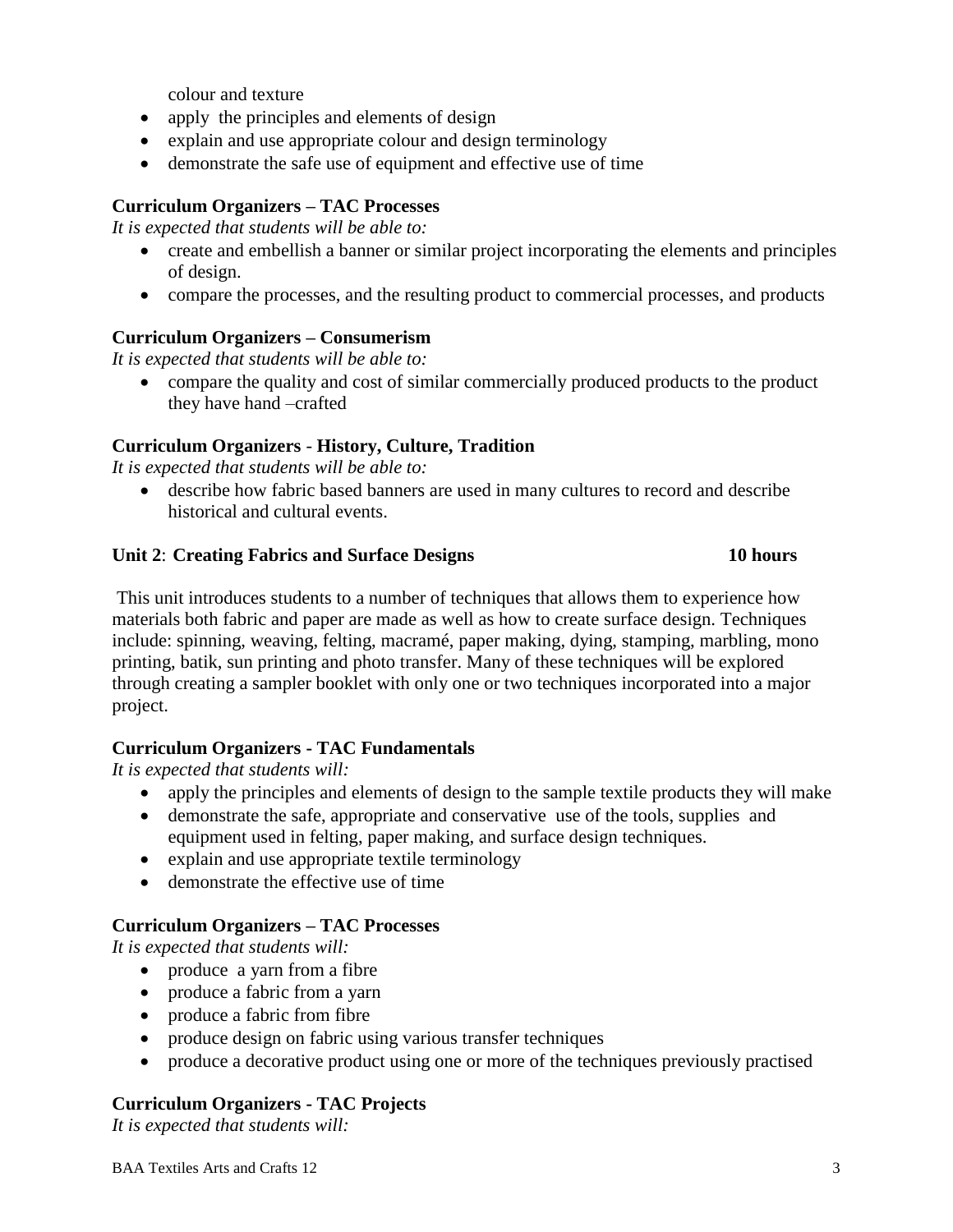colour and texture

- apply  the principles and elements of design
- explain and use appropriate colour and design terminology
- demonstrate the safe use of equipment and effective use of time

**Curriculum Organizers – TAC Processes**

*It is expected that students will be able to:*

- create and embellish a banner or similar project incorporating the elements and principles of design.
- compare the processes, and the resulting product to commercial processes, and products

**Curriculum Organizers – Consumerism**

*It is expected that students will be able to:*

- compare the quality and cost of similar commercially produced products to the product they have hand –crafted

**Curriculum Organizers - History, Culture, Tradition**

*It is expected that students will be able to:*

- describe how fabric based banners are used in many cultures to record and describe historical and cultural events.

**Unit 2**: **Creating Fabrics and Surface Designs** **10 hours**

This unit introduces students to a number of techniques that allows them to experience how materials both fabric and paper are made as well as how to create surface design. Techniques include: spinning, weaving, felting, macramé, paper making, dying, stamping, marbling, mono printing, batik, sun printing and photo transfer. Many of these techniques will be explored through creating a sampler booklet with only one or two techniques incorporated into a major project.

**Curriculum Organizers - TAC Fundamentals**

*It is expected that students will:*

- apply the principles and elements of design to the sample textile products they will make
- demonstrate the safe, appropriate and conservative  use of the tools, supplies  and equipment used in felting, paper making, and surface design techniques.
- explain and use appropriate textile terminology
- demonstrate the effective use of time

**Curriculum Organizers – TAC Processes**

*It is expected that students will:*

- produce  a yarn from a fibre
- produce a fabric from a yarn
- produce a fabric from fibre
- produce design on fabric using various transfer techniques
- produce a decorative product using one or more of the techniques previously practised

**Curriculum Organizers - TAC Projects**

*It is expected that students will:*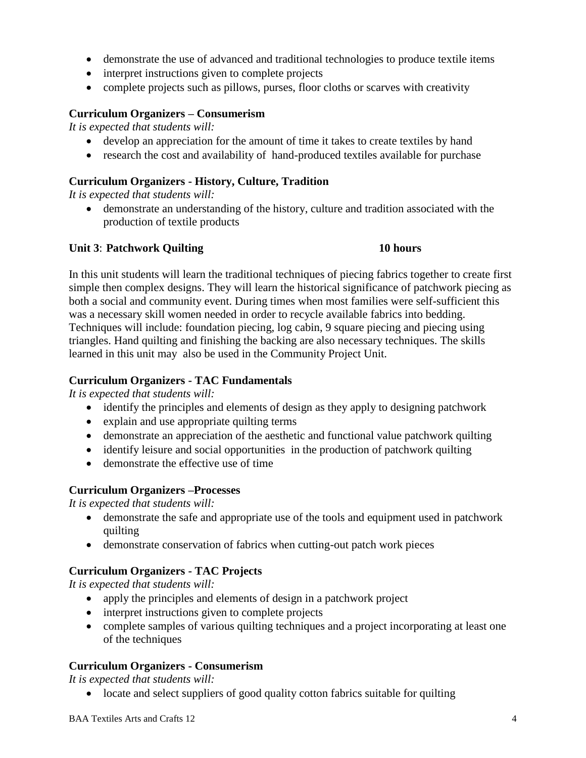- demonstrate the use of advanced and traditional technologies to produce textile items
- interpret instructions given to complete projects
- complete projects such as pillows, purses, floor cloths or scarves with creativity

**Curriculum Organizers – Consumerism**

*It is expected that students will:*

- develop an appreciation for the amount of time it takes to create textiles by hand
- research the cost and availability of hand-produced textiles available for purchase

**Curriculum Organizers - History, Culture, Tradition**

*It is expected that students will:*

- demonstrate an understanding of the history, culture and tradition associated with the production of textile products

**Unit 3**: **Patchwork Quilting** **10 hours**

In this unit students will learn the traditional techniques of piecing fabrics together to create first simple then complex designs. They will learn the historical significance of patchwork piecing as both a social and community event. During times when most families were self-sufficient this was a necessary skill women needed in order to recycle available fabrics into bedding. Techniques will include: foundation piecing, log cabin, 9 square piecing and piecing using triangles. Hand quilting and finishing the backing are also necessary techniques. The skills learned in this unit may also be used in the Community Project Unit.

**Curriculum Organizers - TAC Fundamentals**

*It is expected that students will:*

- identify the principles and elements of design as they apply to designing patchwork
- explain and use appropriate quilting terms
- demonstrate an appreciation of the aesthetic and functional value patchwork quilting
- identify leisure and social opportunities in the production of patchwork quilting
- demonstrate the effective use of time

**Curriculum Organizers –Processes**

*It is expected that students will:*

- demonstrate the safe and appropriate use of the tools and equipment used in patchwork quilting
- demonstrate conservation of fabrics when cutting-out patch work pieces

**Curriculum Organizers - TAC Projects**

*It is expected that students will:*

- apply the principles and elements of design in a patchwork project
- interpret instructions given to complete projects
- complete samples of various quilting techniques and a project incorporating at least one of the techniques

**Curriculum Organizers - Consumerism**

*It is expected that students will:*

- locate and select suppliers of good quality cotton fabrics suitable for quilting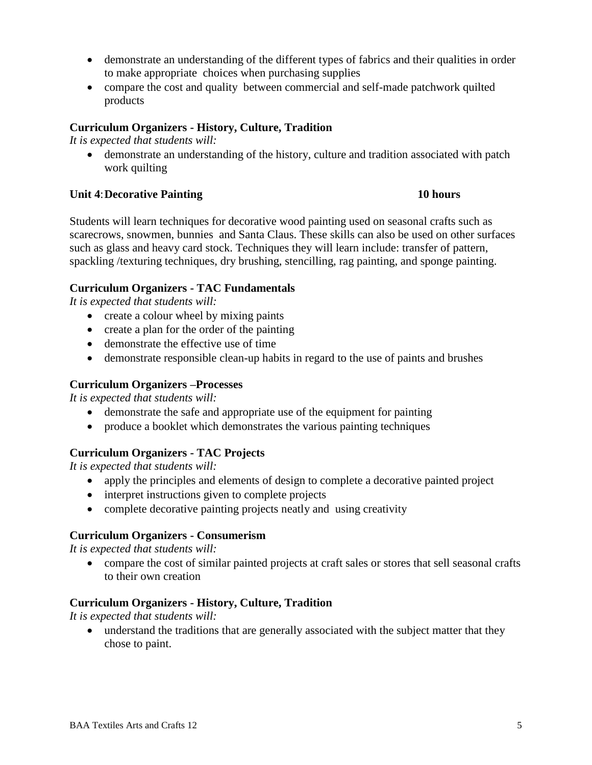- demonstrate an understanding of the different types of fabrics and their qualities in order to make appropriate choices when purchasing supplies
- compare the cost and quality between commercial and self-made patchwork quilted products

**Curriculum Organizers - History, Culture, Tradition**

*It is expected that students will:*

- demonstrate an understanding of the history, culture and tradition associated with patch work quilting

**Unit 4: Decorative Painting** **10 hours**

Students will learn techniques for decorative wood painting used on seasonal crafts such as scarecrows, snowmen, bunnies and Santa Claus. These skills can also be used on other surfaces such as glass and heavy card stock. Techniques they will learn include: transfer of pattern, spackling /texturing techniques, dry brushing, stencilling, rag painting, and sponge painting.

**Curriculum Organizers - TAC Fundamentals**

*It is expected that students will:*

- create a colour wheel by mixing paints
- create a plan for the order of the painting
- demonstrate the effective use of time
- demonstrate responsible clean-up habits in regard to the use of paints and brushes

**Curriculum Organizers –Processes**

*It is expected that students will:*

- demonstrate the safe and appropriate use of the equipment for painting
- produce a booklet which demonstrates the various painting techniques

**Curriculum Organizers - TAC Projects**

*It is expected that students will:*

- apply the principles and elements of design to complete a decorative painted project
- interpret instructions given to complete projects
- complete decorative painting projects neatly and using creativity

**Curriculum Organizers - Consumerism**

*It is expected that students will:*

- compare the cost of similar painted projects at craft sales or stores that sell seasonal crafts to their own creation

**Curriculum Organizers - History, Culture, Tradition**

*It is expected that students will:*

- understand the traditions that are generally associated with the subject matter that they chose to paint.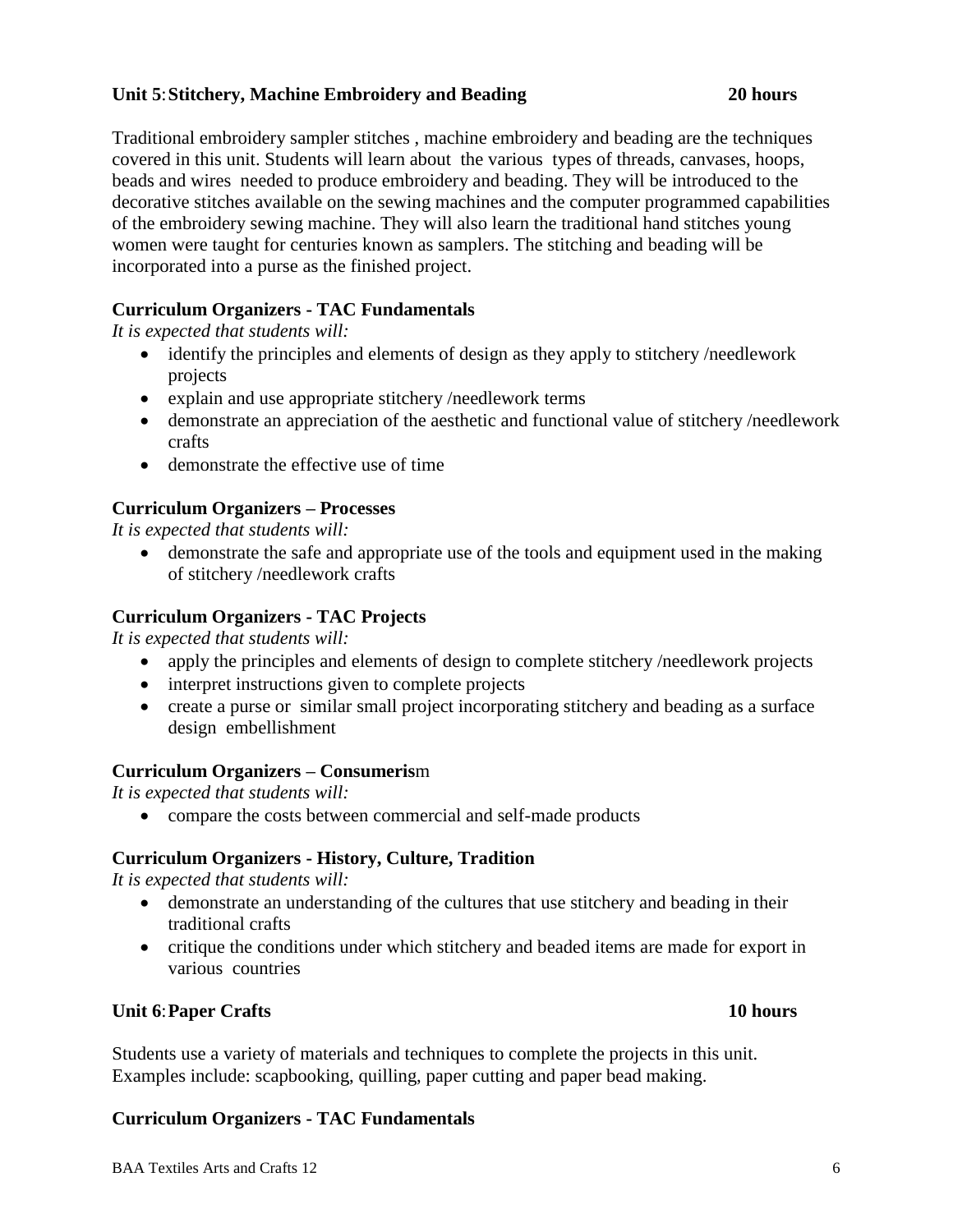### Unit 5: Stitchery, Machine Embroidery and Beading 20 hours

Traditional embroidery sampler stitches , machine embroidery and beading are the techniques covered in this unit. Students will learn about the various types of threads, canvases, hoops, beads and wires needed to produce embroidery and beading. They will be introduced to the decorative stitches available on the sewing machines and the computer programmed capabilities of the embroidery sewing machine. They will also learn the traditional hand stitches young women were taught for centuries known as samplers. The stitching and beading will be incorporated into a purse as the finished project.

**Curriculum Organizers - TAC Fundamentals**

*It is expected that students will:*

- identify the principles and elements of design as they apply to stitchery /needlework projects
- explain and use appropriate stitchery /needlework terms
- demonstrate an appreciation of the aesthetic and functional value of stitchery /needlework crafts
- demonstrate the effective use of time

**Curriculum Organizers – Processes**

*It is expected that students will:*

- demonstrate the safe and appropriate use of the tools and equipment used in the making of stitchery /needlework crafts

**Curriculum Organizers - TAC Projects**

*It is expected that students will:*

- apply the principles and elements of design to complete stitchery /needlework projects
- interpret instructions given to complete projects
- create a purse or similar small project incorporating stitchery and beading as a surface design embellishment

**Curriculum Organizers – Consumeris**m

*It is expected that students will:*

- compare the costs between commercial and self-made products

**Curriculum Organizers - History, Culture, Tradition**

*It is expected that students will:*

- demonstrate an understanding of the cultures that use stitchery and beading in their traditional crafts
- critique the conditions under which stitchery and beaded items are made for export in various countries

### Unit 6: Paper Crafts 10 hours

Students use a variety of materials and techniques to complete the projects in this unit. Examples include: scapbooking, quilling, paper cutting and paper bead making.

**Curriculum Organizers - TAC Fundamentals**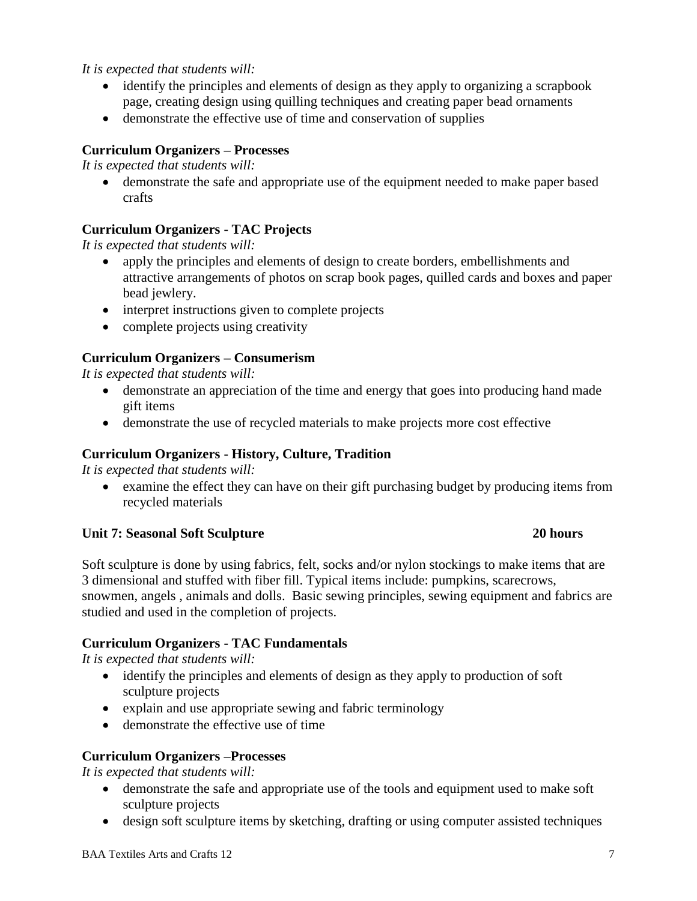*It is expected that students will:*

- identify the principles and elements of design as they apply to organizing a scrapbook page, creating design using quilling techniques and creating paper bead ornaments
- demonstrate the effective use of time and conservation of supplies

**Curriculum Organizers – Processes**

*It is expected that students will:*

- demonstrate the safe and appropriate use of the equipment needed to make paper based crafts

**Curriculum Organizers - TAC Projects**

*It is expected that students will:*

- apply the principles and elements of design to create borders, embellishments and attractive arrangements of photos on scrap book pages, quilled cards and boxes and paper bead jewlery.
- interpret instructions given to complete projects
- complete projects using creativity

**Curriculum Organizers – Consumerism**

*It is expected that students will:*

- demonstrate an appreciation of the time and energy that goes into producing hand made gift items
- demonstrate the use of recycled materials to make projects more cost effective

**Curriculum Organizers - History, Culture, Tradition**

*It is expected that students will:*

- examine the effect they can have on their gift purchasing budget by producing items from recycled materials

**Unit 7: Seasonal Soft Sculpture 20 hours**

Soft sculpture is done by using fabrics, felt, socks and/or nylon stockings to make items that are 3 dimensional and stuffed with fiber fill. Typical items include: pumpkins, scarecrows, snowmen, angels , animals and dolls. Basic sewing principles, sewing equipment and fabrics are studied and used in the completion of projects.

**Curriculum Organizers - TAC Fundamentals**

*It is expected that students will:*

- identify the principles and elements of design as they apply to production of soft sculpture projects
- explain and use appropriate sewing and fabric terminology
- demonstrate the effective use of time

**Curriculum Organizers –Processes**

*It is expected that students will:*

- demonstrate the safe and appropriate use of the tools and equipment used to make soft sculpture projects
- design soft sculpture items by sketching, drafting or using computer assisted techniques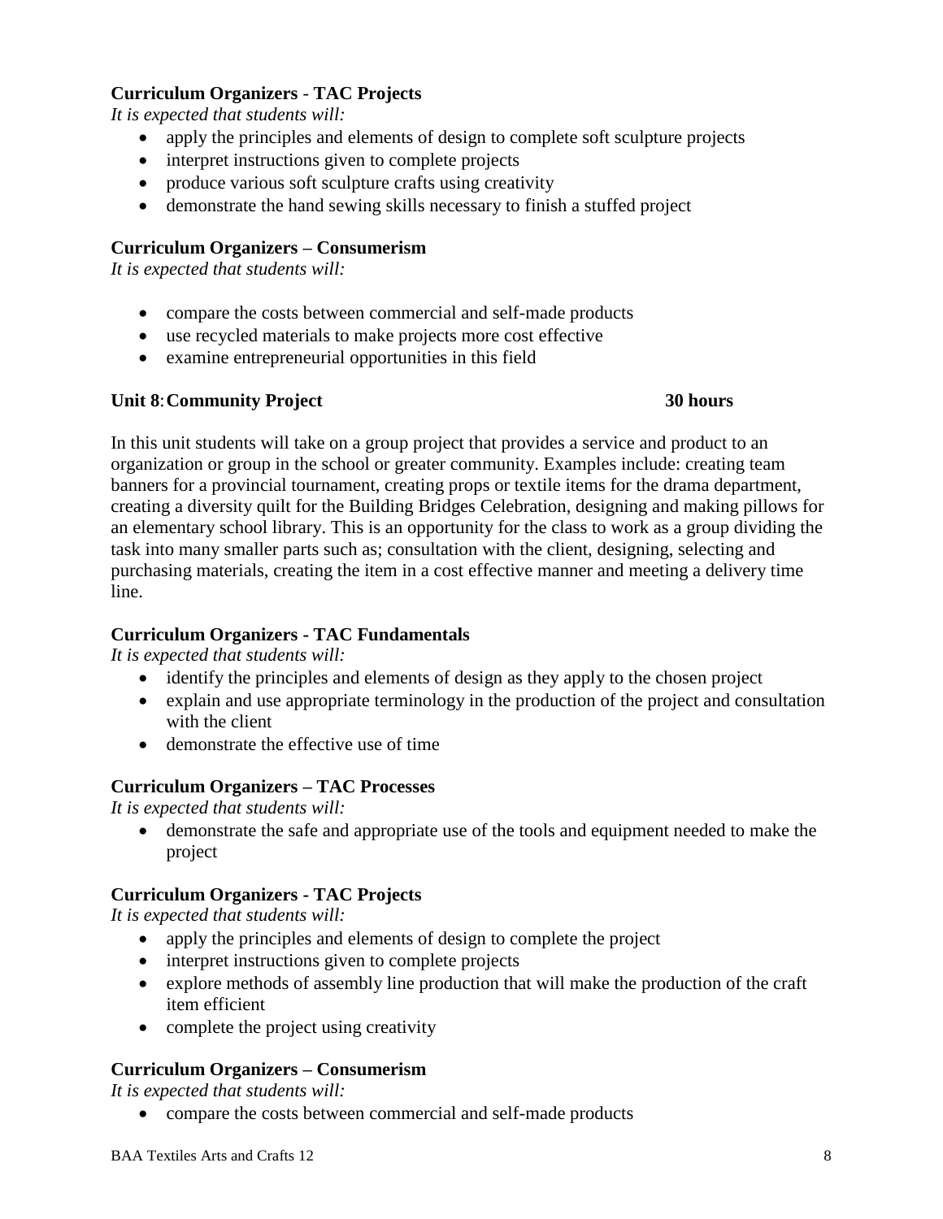**Curriculum Organizers - TAC Projects**

*It is expected that students will:*

- apply the principles and elements of design to complete soft sculpture projects
- interpret instructions given to complete projects
- produce various soft sculpture crafts using creativity
- demonstrate the hand sewing skills necessary to finish a stuffed project

**Curriculum Organizers – Consumerism**

*It is expected that students will:*

- compare the costs between commercial and self-made products
- use recycled materials to make projects more cost effective
- examine entrepreneurial opportunities in this field

**Unit 8: Community Project 30 hours**

In this unit students will take on a group project that provides a service and product to an organization or group in the school or greater community. Examples include: creating team banners for a provincial tournament, creating props or textile items for the drama department, creating a diversity quilt for the Building Bridges Celebration, designing and making pillows for an elementary school library. This is an opportunity for the class to work as a group dividing the task into many smaller parts such as; consultation with the client, designing, selecting and purchasing materials, creating the item in a cost effective manner and meeting a delivery time line.

**Curriculum Organizers - TAC Fundamentals**

*It is expected that students will:*

- identify the principles and elements of design as they apply to the chosen project
- explain and use appropriate terminology in the production of the project and consultation with the client
- demonstrate the effective use of time

**Curriculum Organizers – TAC Processes**

*It is expected that students will:*

- demonstrate the safe and appropriate use of the tools and equipment needed to make the project

**Curriculum Organizers - TAC Projects**

*It is expected that students will:*

- apply the principles and elements of design to complete the project
- interpret instructions given to complete projects
- explore methods of assembly line production that will make the production of the craft item efficient
- complete the project using creativity

**Curriculum Organizers – Consumerism**

*It is expected that students will:*

- compare the costs between commercial and self-made products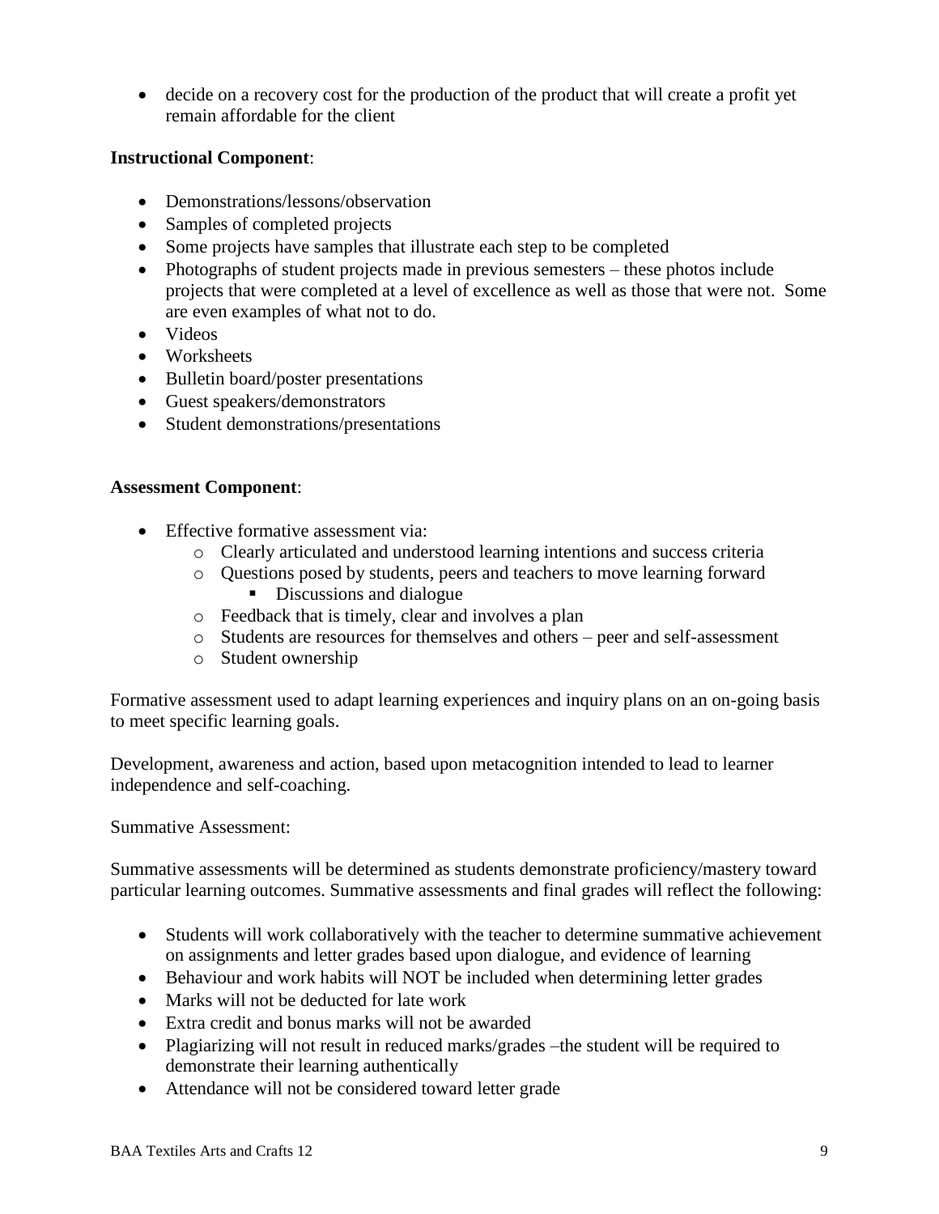- decide on a recovery cost for the production of the product that will create a profit yet remain affordable for the client

**Instructional Component**:

- Demonstrations/lessons/observation
- Samples of completed projects
- Some projects have samples that illustrate each step to be completed
- Photographs of student projects made in previous semesters – these photos include projects that were completed at a level of excellence as well as those that were not. Some are even examples of what not to do.
- Videos
- Worksheets
- Bulletin board/poster presentations
- Guest speakers/demonstrators
- Student demonstrations/presentations

**Assessment Component**:

- Effective formative assessment via:
  - Clearly articulated and understood learning intentions and success criteria
  - Questions posed by students, peers and teachers to move learning forward
    - Discussions and dialogue
  - Feedback that is timely, clear and involves a plan
  - Students are resources for themselves and others – peer and self-assessment
  - Student ownership

Formative assessment used to adapt learning experiences and inquiry plans on an on-going basis to meet specific learning goals.

Development, awareness and action, based upon metacognition intended to lead to learner independence and self-coaching.

Summative Assessment:

Summative assessments will be determined as students demonstrate proficiency/mastery toward particular learning outcomes. Summative assessments and final grades will reflect the following:

- Students will work collaboratively with the teacher to determine summative achievement on assignments and letter grades based upon dialogue, and evidence of learning
- Behaviour and work habits will NOT be included when determining letter grades
- Marks will not be deducted for late work
- Extra credit and bonus marks will not be awarded
- Plagiarizing will not result in reduced marks/grades –the student will be required to demonstrate their learning authentically
- Attendance will not be considered toward letter grade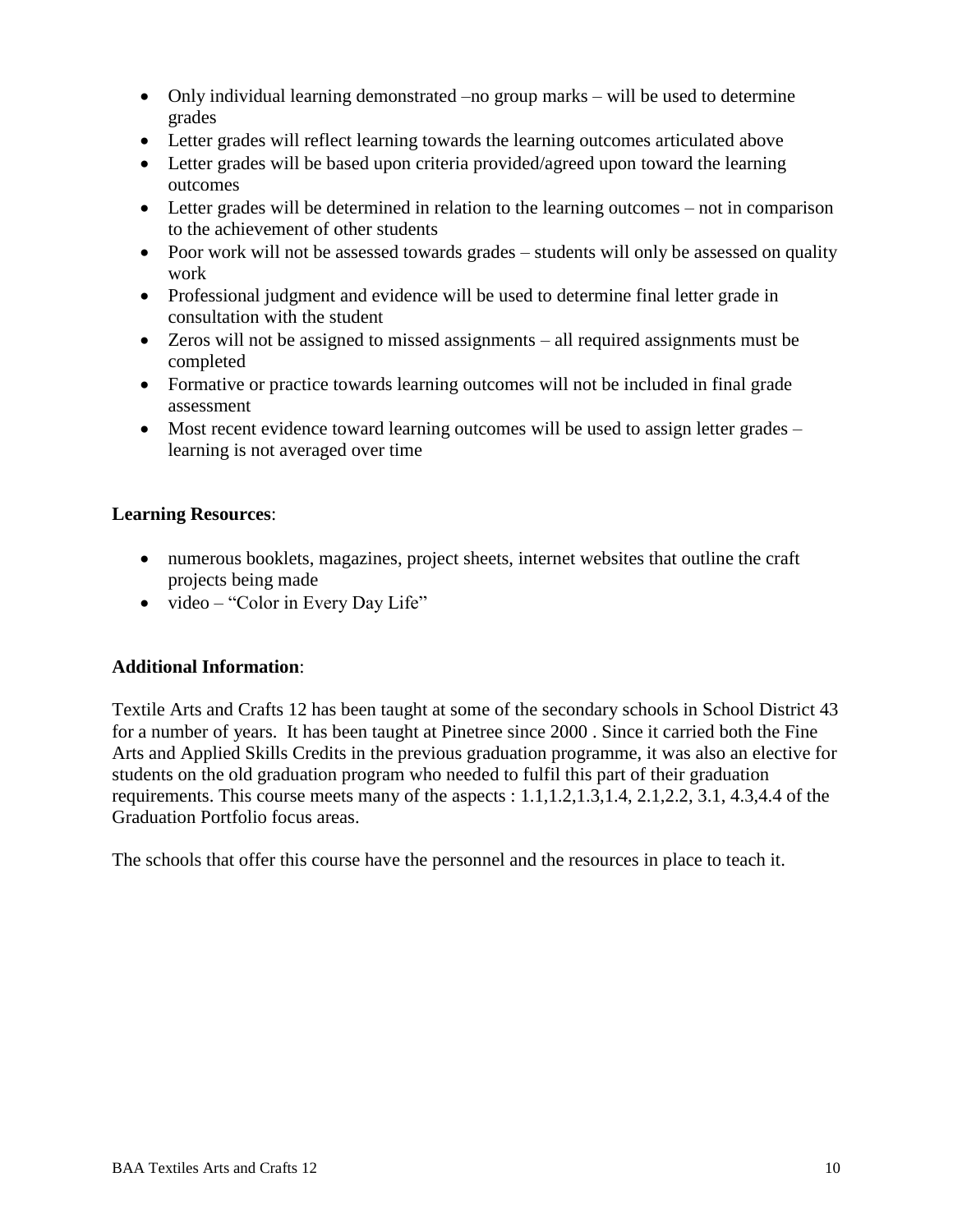- Only individual learning demonstrated –no group marks – will be used to determine grades
- Letter grades will reflect learning towards the learning outcomes articulated above
- Letter grades will be based upon criteria provided/agreed upon toward the learning outcomes
- Letter grades will be determined in relation to the learning outcomes – not in comparison to the achievement of other students
- Poor work will not be assessed towards grades – students will only be assessed on quality work
- Professional judgment and evidence will be used to determine final letter grade in consultation with the student
- Zeros will not be assigned to missed assignments – all required assignments must be completed
- Formative or practice towards learning outcomes will not be included in final grade assessment
- Most recent evidence toward learning outcomes will be used to assign letter grades – learning is not averaged over time

**Learning Resources**:

- numerous booklets, magazines, project sheets, internet websites that outline the craft projects being made
- video – "Color in Every Day Life"

**Additional Information**:

Textile Arts and Crafts 12 has been taught at some of the secondary schools in School District 43 for a number of years. It has been taught at Pinetree since 2000 . Since it carried both the Fine Arts and Applied Skills Credits in the previous graduation programme, it was also an elective for students on the old graduation program who needed to fulfil this part of their graduation requirements. This course meets many of the aspects : 1.1,1.2,1.3,1.4, 2.1,2.2, 3.1, 4.3,4.4 of the Graduation Portfolio focus areas.

The schools that offer this course have the personnel and the resources in place to teach it.